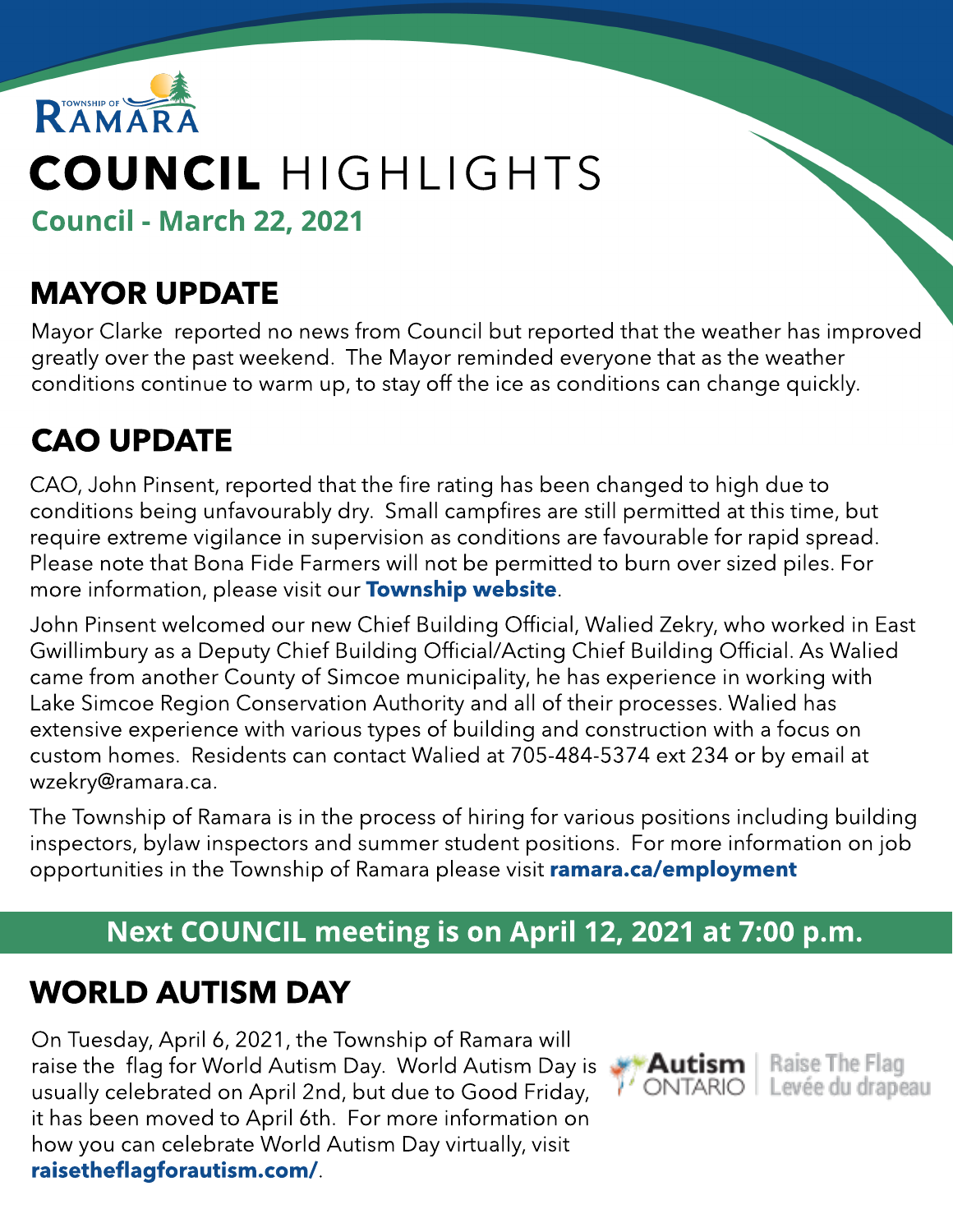TOWNSHIP OF RAMARA

# COUNCIL HIGHLIGHTS

**Council - March 22, 2021**

## MAYOR UPDATE

Mayor Clarke reported no news from Council but reported that the weather has improved greatly over the past weekend. The Mayor reminded everyone that as the weather conditions continue to warm up, to stay off the ice as conditions can change quickly.

## CAO UPDATE

CAO, John Pinsent, reported that the fire rating has been changed to high due to conditions being unfavourably dry. Small campfires are still permitted at this time, but require extreme vigilance in supervision as conditions are favourable for rapid spread. Please note that Bona Fide Farmers will not be permitted to burn over sized piles. For more information, please visit our **Township website**.

John Pinsent welcomed our new Chief Building Official, Walied Zekry, who worked in East Gwillimbury as a Deputy Chief Building Official/Acting Chief Building Official. As Walied came from another County of Simcoe municipality, he has experience in working with Lake Simcoe Region Conservation Authority and all of their processes. Walied has extensive experience with various types of building and construction with a focus on custom homes. Residents can contact Walied at 705-484-5374 ext 234 or by email at wzekry@ramara.ca.

The Township of Ramara is in the process of hiring for various positions including building inspectors, bylaw inspectors and summer student positions. For more information on job opportunities in the Township of Ramara please visit **ramara.ca/employment**

**Next COUNCIL meeting is on April 12, 2021 at 7:00 p.m.**

## WORLD AUTISM DAY

On Tuesday, April 6, 2021, the Township of Ramara will raise the flag for World Autism Day. World Autism Day is usually celebrated on April 2nd, but due to Good Friday, it has been moved to April 6th. For more information on how you can celebrate World Autism Day virtually, visit **raisetheflagforautism.com/**.

Autism ONTARIO | Raise The Flag | Levée du drapeau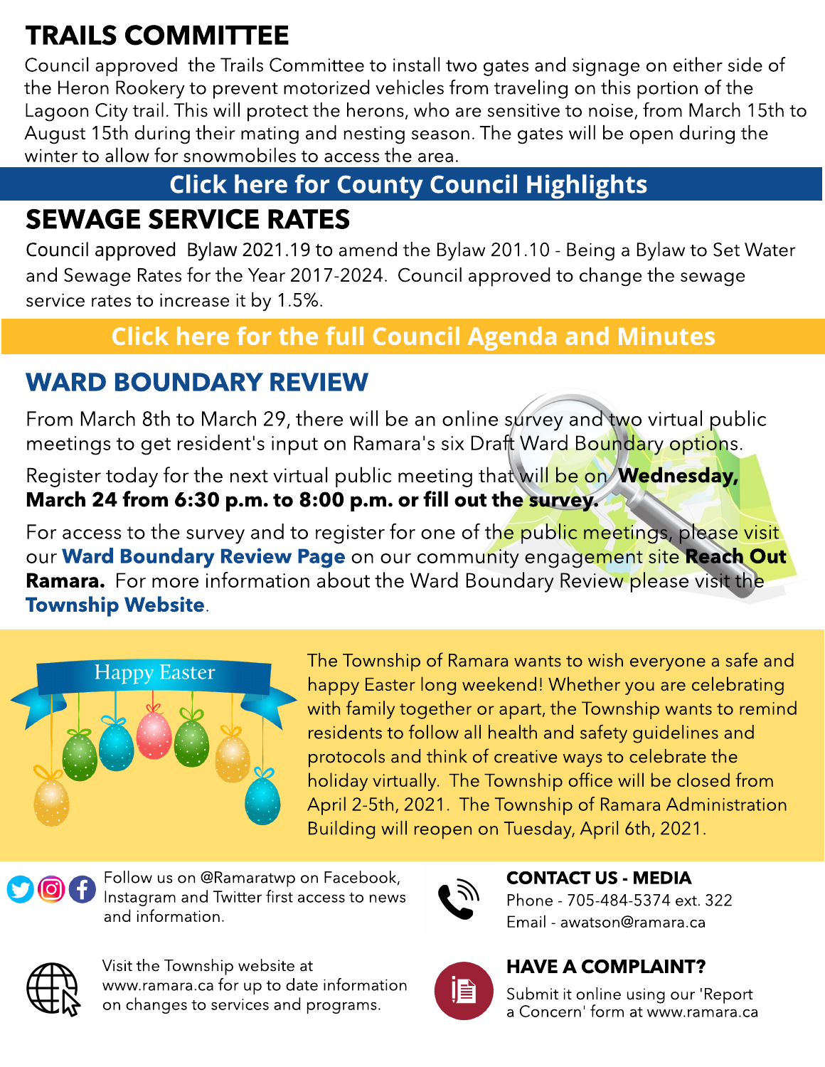## TRAILS COMMITTEE

Council approved the Trails Committee to install two gates and signage on either side of the Heron Rookery to prevent motorized vehicles from traveling on this portion of the Lagoon City trail. This will protect the herons, who are sensitive to noise, from March 15th to August 15th during their mating and nesting season. The gates will be open during the winter to allow for snowmobiles to access the area.

**Click here for County Council Highlights**

## SEWAGE SERVICE RATES

Council approved Bylaw 2021.19 to amend the Bylaw 201.10 - Being a Bylaw to Set Water and Sewage Rates for the Year 2017-2024. Council approved to change the sewage service rates to increase it by 1.5%.

**Click here for the full Council Agenda and Minutes**

## WARD BOUNDARY REVIEW

From March 8th to March 29, there will be an online survey and two virtual public meetings to get resident's input on Ramara's six Draft Ward Boundary options.

Register today for the next virtual public meeting that will be on **Wednesday, March 24 from 6:30 p.m. to 8:00 p.m. or fill out the survey.**

For access to the survey and to register for one of the public meetings, please visit our **Ward Boundary Review Page** on our community engagement site **Reach Out Ramara.** For more information about the Ward Boundary Review please visit the **Township Website**.

Happy Easter

The Township of Ramara wants to wish everyone a safe and happy Easter long weekend! Whether you are celebrating with family together or apart, the Township wants to remind residents to follow all health and safety guidelines and protocols and think of creative ways to celebrate the holiday virtually. The Township office will be closed from April 2-5th, 2021. The Township of Ramara Administration Building will reopen on Tuesday, April 6th, 2021.

Follow us on @Ramaratwp on Facebook, Instagram and Twitter first access to news and information.

**CONTACT US - MEDIA**
Phone - 705-484-5374 ext. 322
Email - awatson@ramara.ca

Visit the Township website at www.ramara.ca for up to date information on changes to services and programs.

**HAVE A COMPLAINT?**
Submit it online using our 'Report a Concern' form at www.ramara.ca